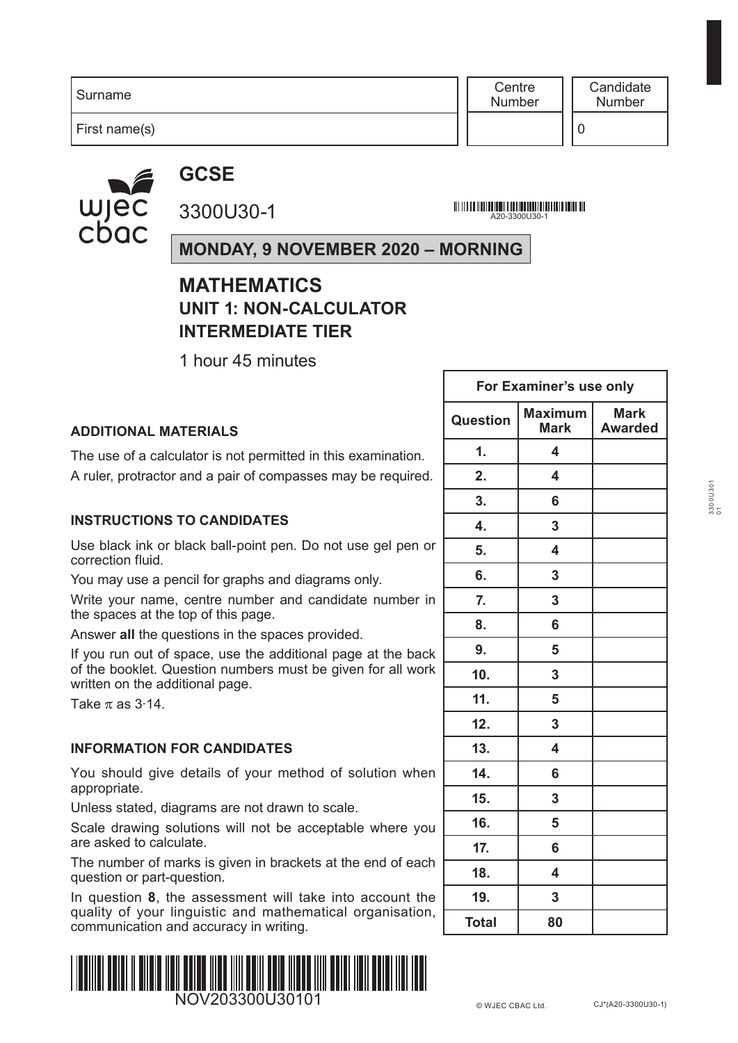| Surname | Centre Number | Candidate Number |
|---|---|---|
| First name(s) | | 0 |

# GCSE

3300U30-1

A20-3300U30-1

**MONDAY, 9 NOVEMBER 2020 – MORNING**

# MATHEMATICS
## UNIT 1: NON-CALCULATOR
## INTERMEDIATE TIER

1 hour 45 minutes

### ADDITIONAL MATERIALS

The use of a calculator is not permitted in this examination.

A ruler, protractor and a pair of compasses may be required.

### INSTRUCTIONS TO CANDIDATES

Use black ink or black ball-point pen. Do not use gel pen or correction fluid.

You may use a pencil for graphs and diagrams only.

Write your name, centre number and candidate number in the spaces at the top of this page.

Answer **all** the questions in the spaces provided.

If you run out of space, use the additional page at the back of the booklet. Question numbers must be given for all work written on the additional page.

Take $\pi$ as 3·14.

### INFORMATION FOR CANDIDATES

You should give details of your method of solution when appropriate.

Unless stated, diagrams are not drawn to scale.

Scale drawing solutions will not be acceptable where you are asked to calculate.

The number of marks is given in brackets at the end of each question or part-question.

In question **8**, the assessment will take into account the quality of your linguistic and mathematical organisation, communication and accuracy in writing.

| For Examiner's use only | | |
|---|---|---|
| **Question** | **Maximum Mark** | **Mark Awarded** |
| **1.** | **4** | |
| **2.** | **4** | |
| **3.** | **6** | |
| **4.** | **3** | |
| **5.** | **4** | |
| **6.** | **3** | |
| **7.** | **3** | |
| **8.** | **6** | |
| **9.** | **5** | |
| **10.** | **3** | |
| **11.** | **5** | |
| **12.** | **3** | |
| **13.** | **4** | |
| **14.** | **6** | |
| **15.** | **3** | |
| **16.** | **5** | |
| **17.** | **6** | |
| **18.** | **4** | |
| **19.** | **3** | |
| **Total** | **80** | |

NOV203300U30101

© WJEC CBAC Ltd. CJ*(A20-3300U30-1)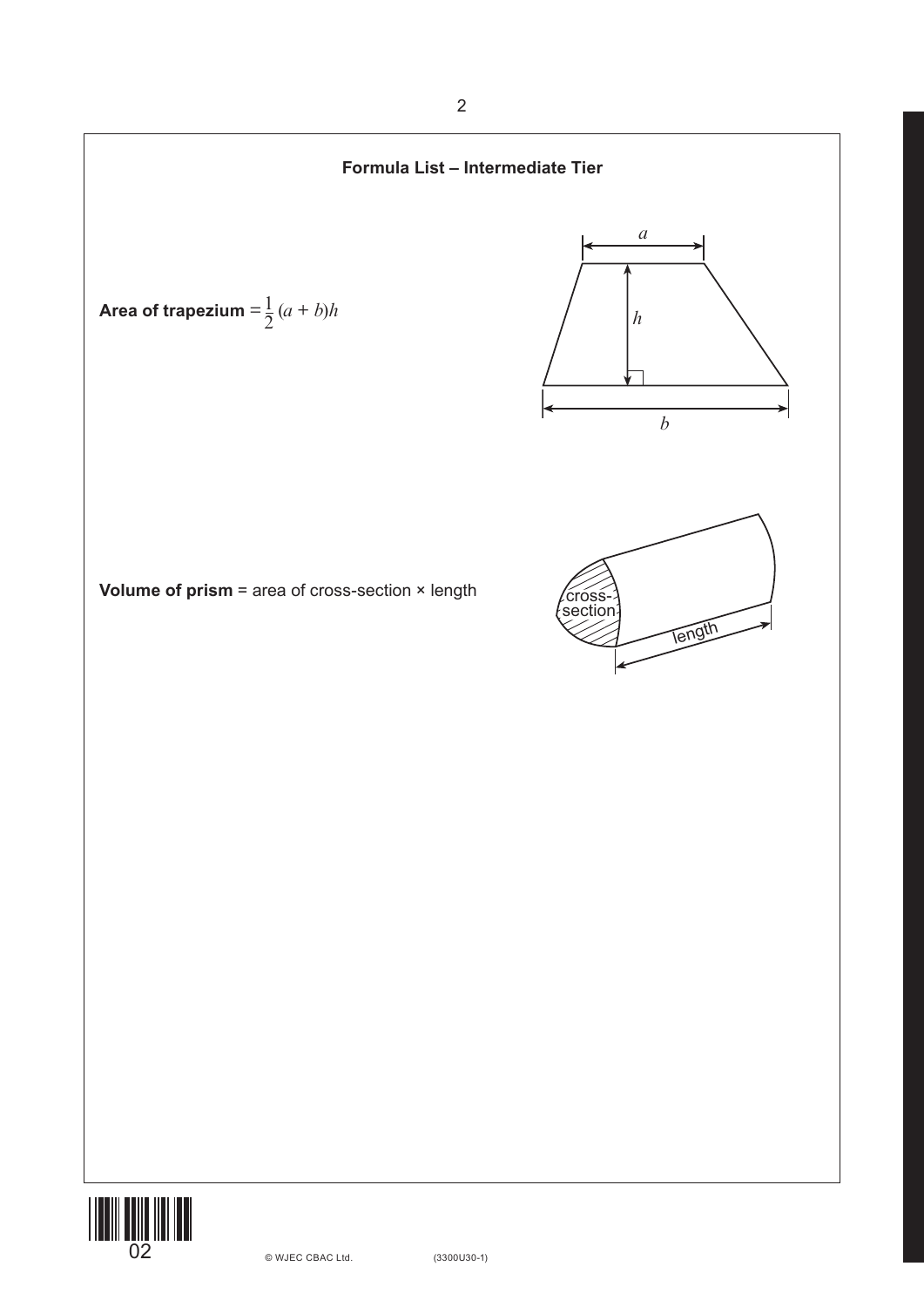## Formula List – Intermediate Tier

**Area of trapezium** $= \frac{1}{2}(a + b)h$

**Volume of prism** = area of cross-section × length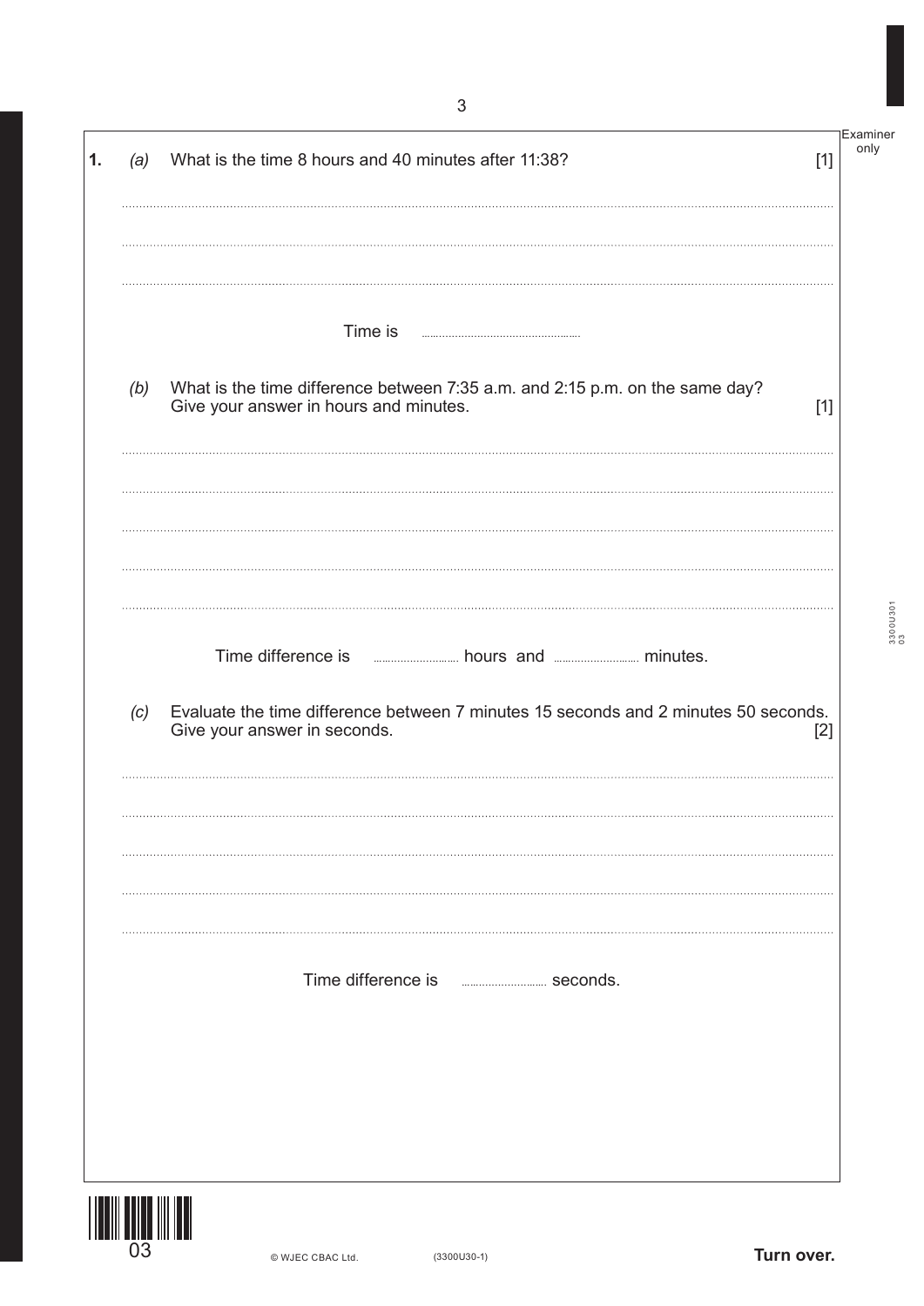**1.** *(a)* What is the time 8 hours and 40 minutes after 11:38? [1]

Time is ..............................

*(b)* What is the time difference between 7:35 a.m. and 2:15 p.m. on the same day?
Give your answer in hours and minutes. [1]

Time difference is .............................. hours and .............................. minutes.

*(c)* Evaluate the time difference between 7 minutes 15 seconds and 2 minutes 50 seconds.
Give your answer in seconds. [2]

Time difference is .............................. seconds.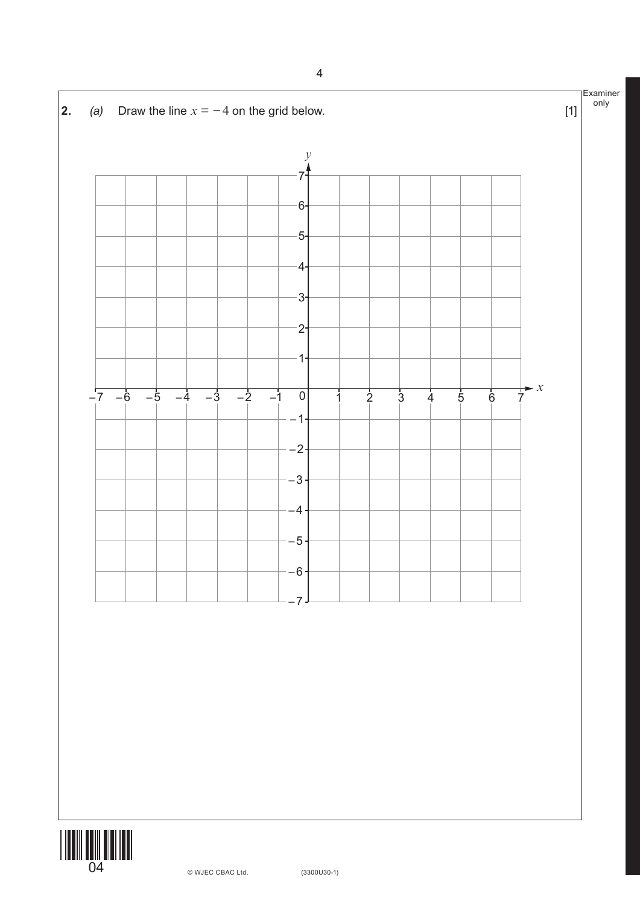**2.** *(a)* Draw the line $x = -4$ on the grid below. [1]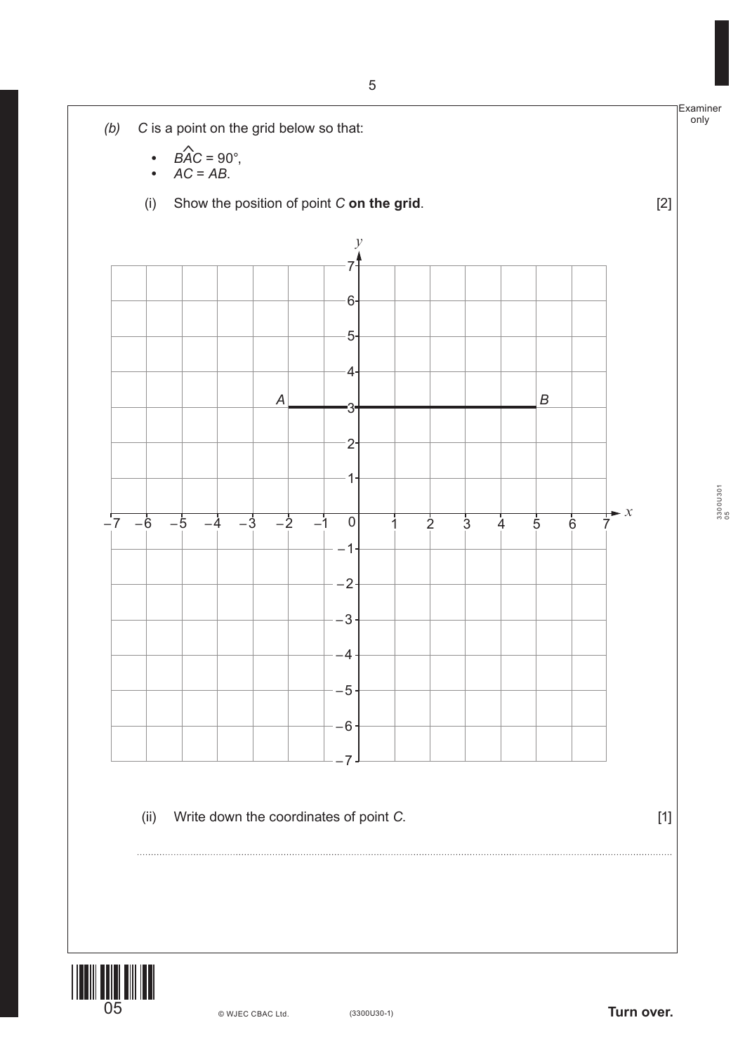*(b)* $C$ is a point on the grid below so that:

- $B\hat{A}C = 90°$,
- $AC = AB$.

(i) Show the position of point $C$ **on the grid**. [2]

(ii) Write down the coordinates of point $C$. [1]

..............................................................................................................................................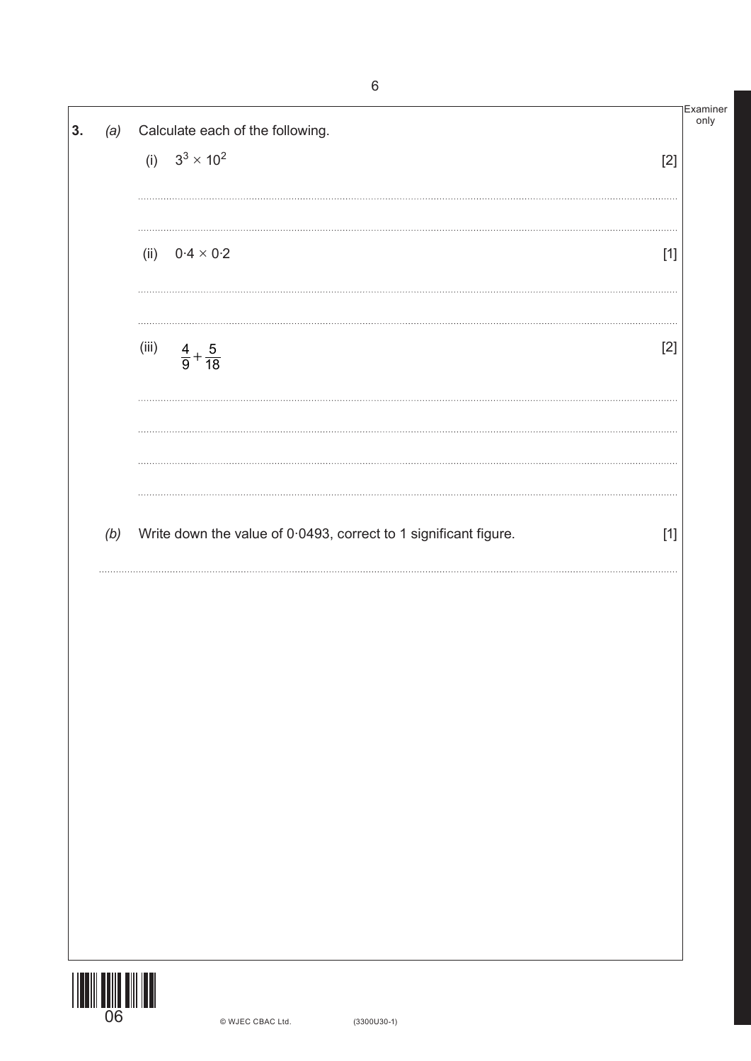**3.** *(a)* Calculate each of the following.

(i) $3^3 \times 10^2$ [2]

..............................................................................................................................................

..............................................................................................................................................

(ii) $0{\cdot}4 \times 0{\cdot}2$ [1]

..............................................................................................................................................

..............................................................................................................................................

(iii) $\frac{4}{9} + \frac{5}{18}$ [2]

..............................................................................................................................................

..............................................................................................................................................

..............................................................................................................................................

..............................................................................................................................................

*(b)* Write down the value of 0·0493, correct to 1 significant figure. [1]

..............................................................................................................................................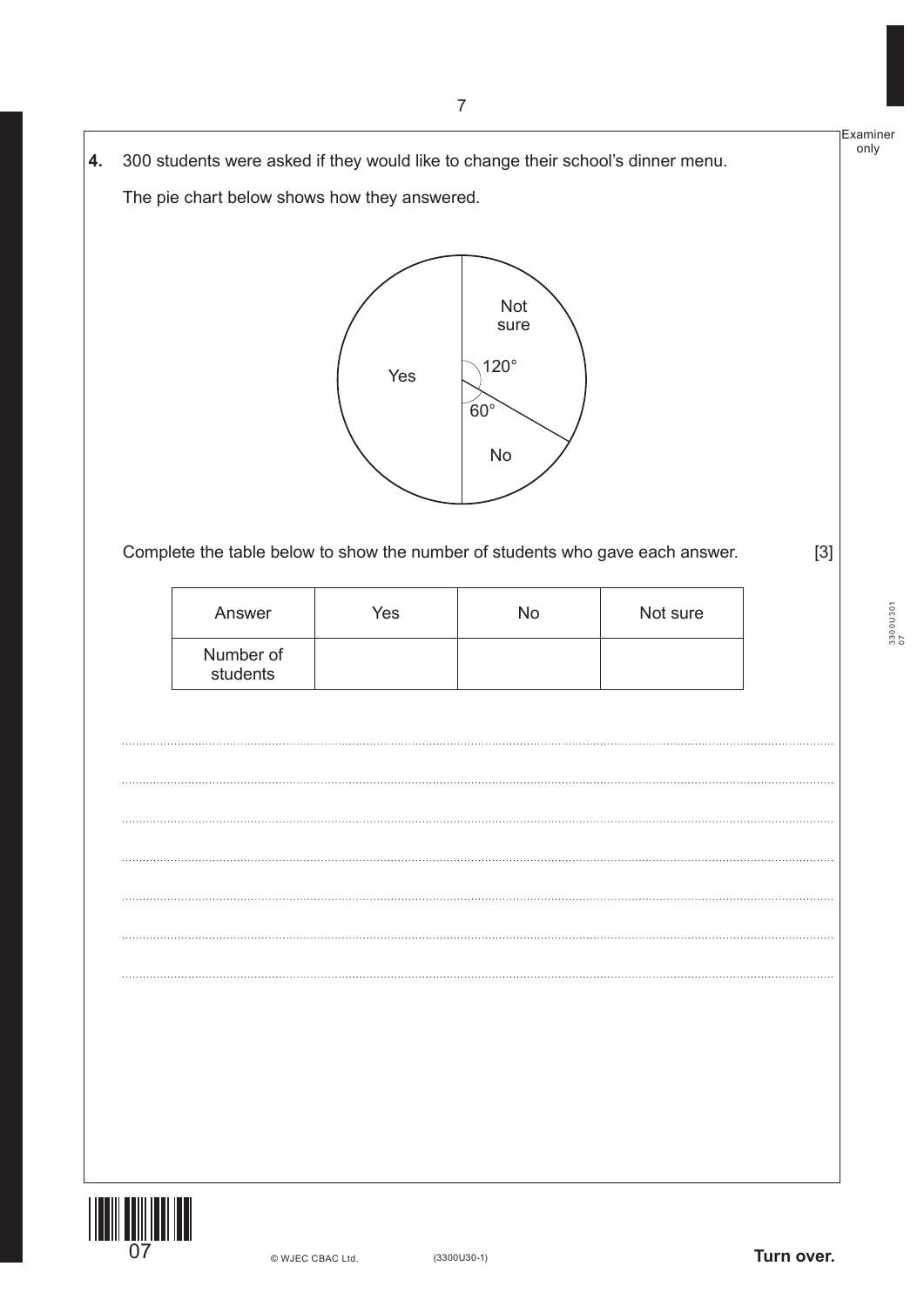**4.** 300 students were asked if they would like to change their school's dinner menu.

The pie chart below shows how they answered.

Complete the table below to show the number of students who gave each answer. [3]

| Answer | Yes | No | Not sure |
|---|---|---|---|
| Number of students | | | |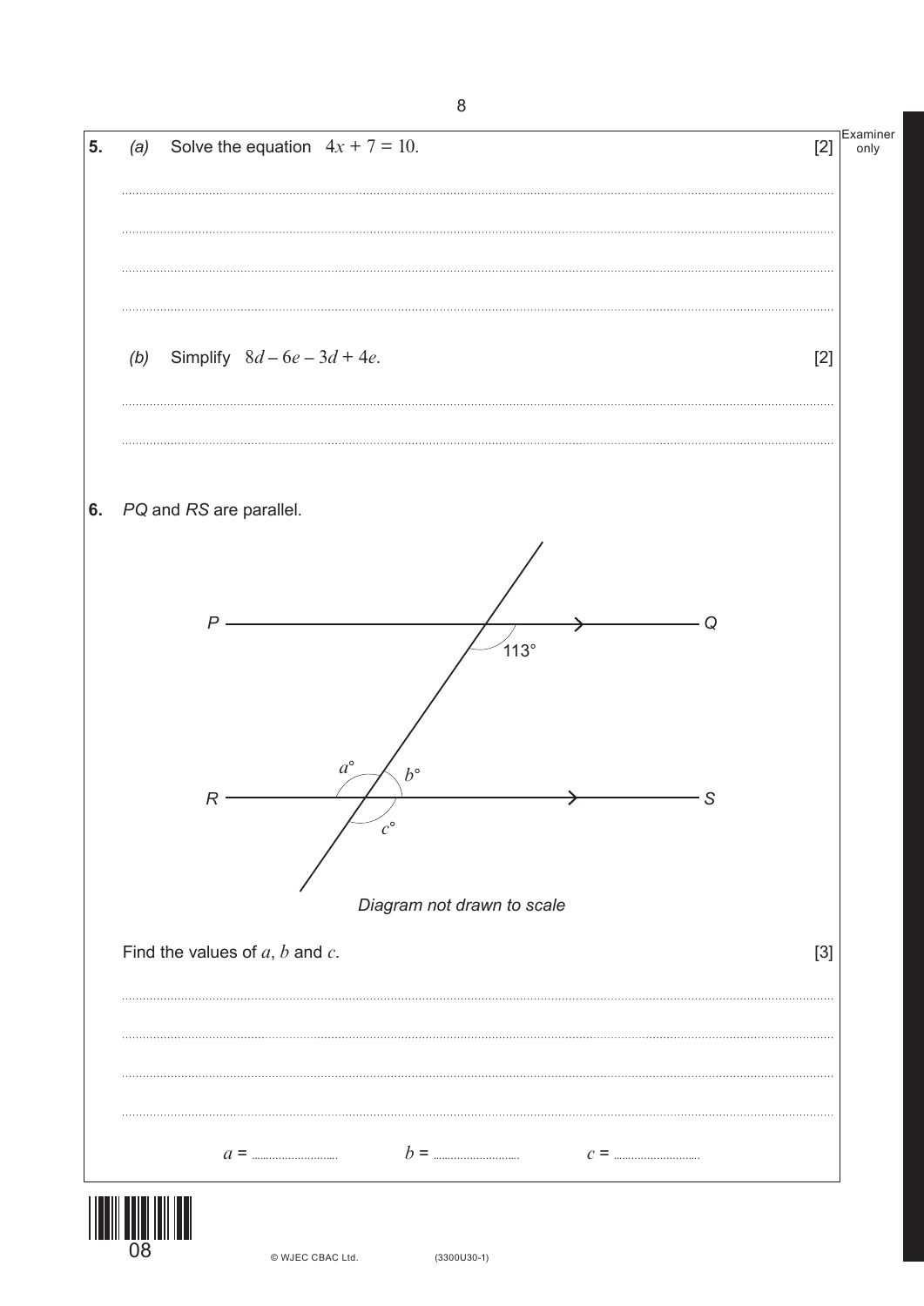**5.** *(a)* Solve the equation $4x + 7 = 10$. [2]

*(b)* Simplify $8d - 6e - 3d + 4e$. [2]

**6.** *PQ* and *RS* are parallel.

*Diagram not drawn to scale*

Find the values of $a$, $b$ and $c$. [3]

$a$ = .................. $b$ = .................. $c$ = ..................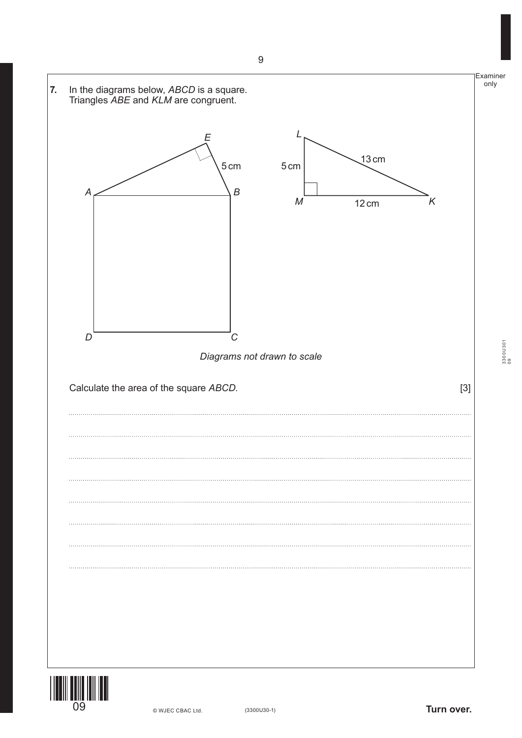**7.** In the diagrams below, *ABCD* is a square.
Triangles *ABE* and *KLM* are congruent.

*Diagrams not drawn to scale*

Calculate the area of the square *ABCD*. [3]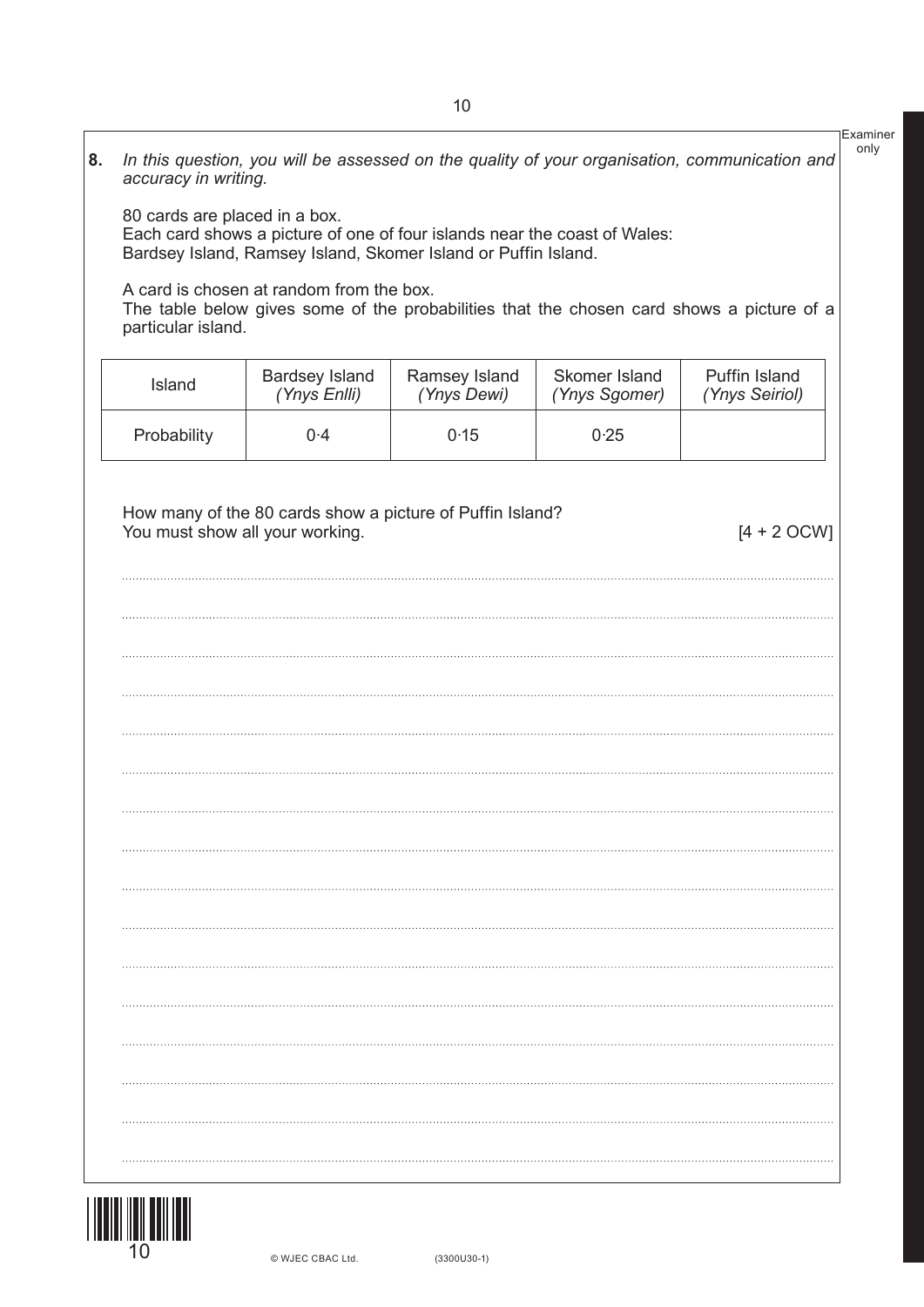**8.** *In this question, you will be assessed on the quality of your organisation, communication and accuracy in writing.*

80 cards are placed in a box.
Each card shows a picture of one of four islands near the coast of Wales:
Bardsey Island, Ramsey Island, Skomer Island or Puffin Island.

A card is chosen at random from the box.
The table below gives some of the probabilities that the chosen card shows a picture of a particular island.

| Island | Bardsey Island *(Ynys Enlli)* | Ramsey Island *(Ynys Dewi)* | Skomer Island *(Ynys Sgomer)* | Puffin Island *(Ynys Seiriol)* |
|---|---|---|---|---|
| Probability | 0·4 | 0·15 | 0·25 | |

How many of the 80 cards show a picture of Puffin Island?
You must show all your working. [4 + 2 OCW]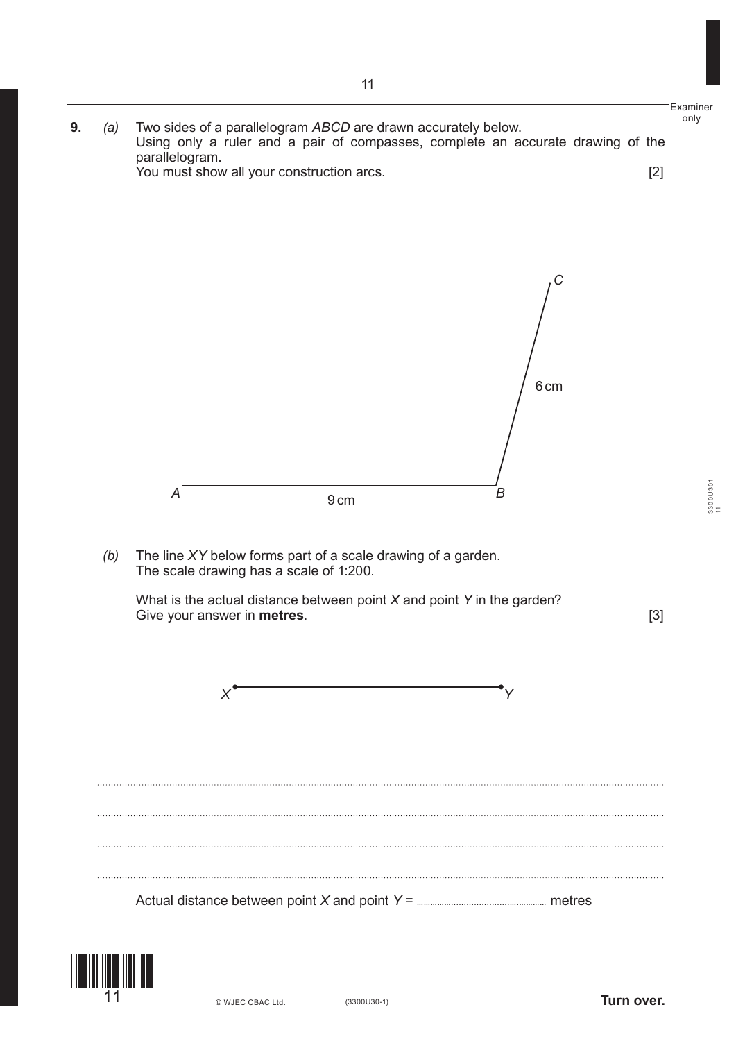**9.** *(a)* Two sides of a parallelogram *ABCD* are drawn accurately below.
Using only a ruler and a pair of compasses, complete an accurate drawing of the parallelogram.
You must show all your construction arcs. [2]

*C*

6 cm

*A* 9 cm *B*

*(b)* The line *XY* below forms part of a scale drawing of a garden.
The scale drawing has a scale of 1:200.

What is the actual distance between point *X* and point *Y* in the garden?
Give your answer in **metres**. [3]

*X* *Y*

.......................................................................................................................................................

.......................................................................................................................................................

.......................................................................................................................................................

.......................................................................................................................................................

Actual distance between point *X* and point *Y* = .................................... metres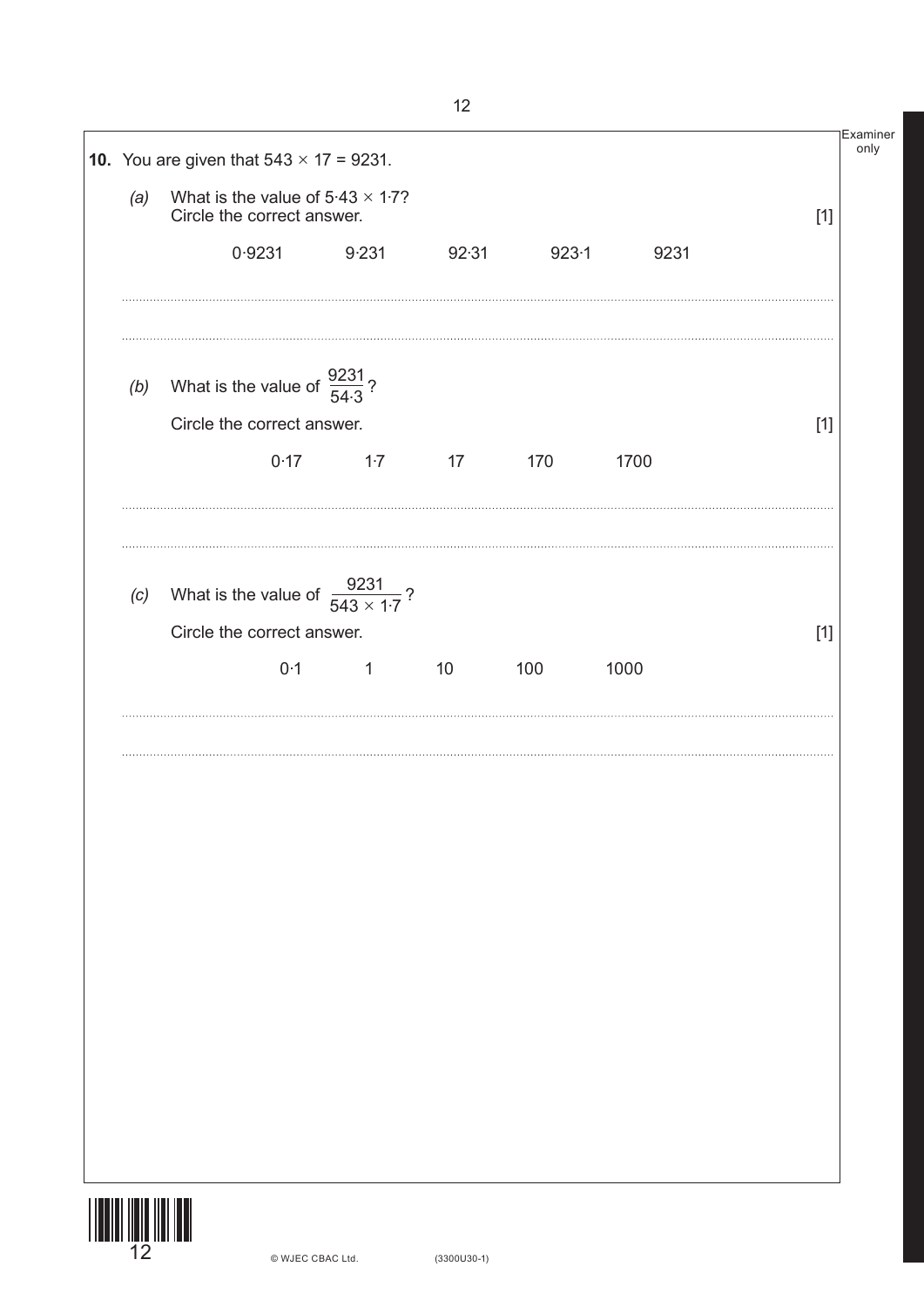**10.** You are given that $543 \times 17 = 9231$.

*(a)* What is the value of $5 \cdot 43 \times 1 \cdot 7$?
Circle the correct answer. [1]

0·9231 &nbsp;&nbsp;&nbsp;&nbsp; 9·231 &nbsp;&nbsp;&nbsp;&nbsp; 92·31 &nbsp;&nbsp;&nbsp;&nbsp; 923·1 &nbsp;&nbsp;&nbsp;&nbsp; 9231

*(b)* What is the value of $\dfrac{9231}{54 \cdot 3}$?

Circle the correct answer. [1]

0·17 &nbsp;&nbsp;&nbsp;&nbsp; 1·7 &nbsp;&nbsp;&nbsp;&nbsp; 17 &nbsp;&nbsp;&nbsp;&nbsp; 170 &nbsp;&nbsp;&nbsp;&nbsp; 1700

*(c)* What is the value of $\dfrac{9231}{543 \times 1 \cdot 7}$?

Circle the correct answer. [1]

0·1 &nbsp;&nbsp;&nbsp;&nbsp; 1 &nbsp;&nbsp;&nbsp;&nbsp; 10 &nbsp;&nbsp;&nbsp;&nbsp; 100 &nbsp;&nbsp;&nbsp;&nbsp; 1000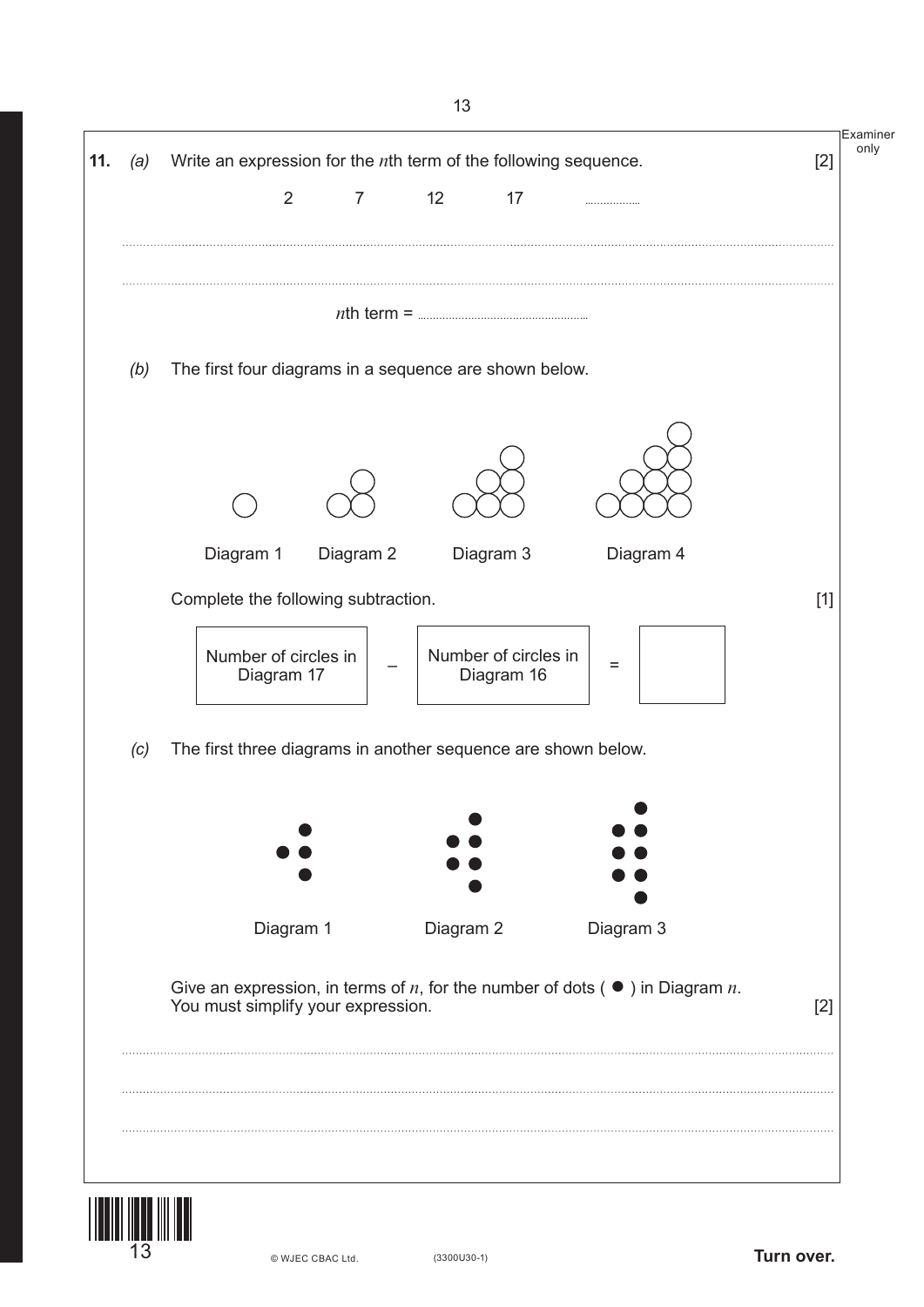**11.** *(a)* Write an expression for the $n$th term of the following sequence. [2]

2 7 12 17 ..................

.............................................................................................................................................

.............................................................................................................................................

$n$th term = ......................................................

*(b)* The first four diagrams in a sequence are shown below.

Diagram 1 Diagram 2 Diagram 3 Diagram 4

Complete the following subtraction. [1]

| Number of circles in Diagram 17 | − | Number of circles in Diagram 16 | = | |
|---|---|---|---|---|

*(c)* The first three diagrams in another sequence are shown below.

Diagram 1 Diagram 2 Diagram 3

Give an expression, in terms of $n$, for the number of dots ( ● ) in Diagram $n$.
You must simplify your expression. [2]

.............................................................................................................................................

.............................................................................................................................................

.............................................................................................................................................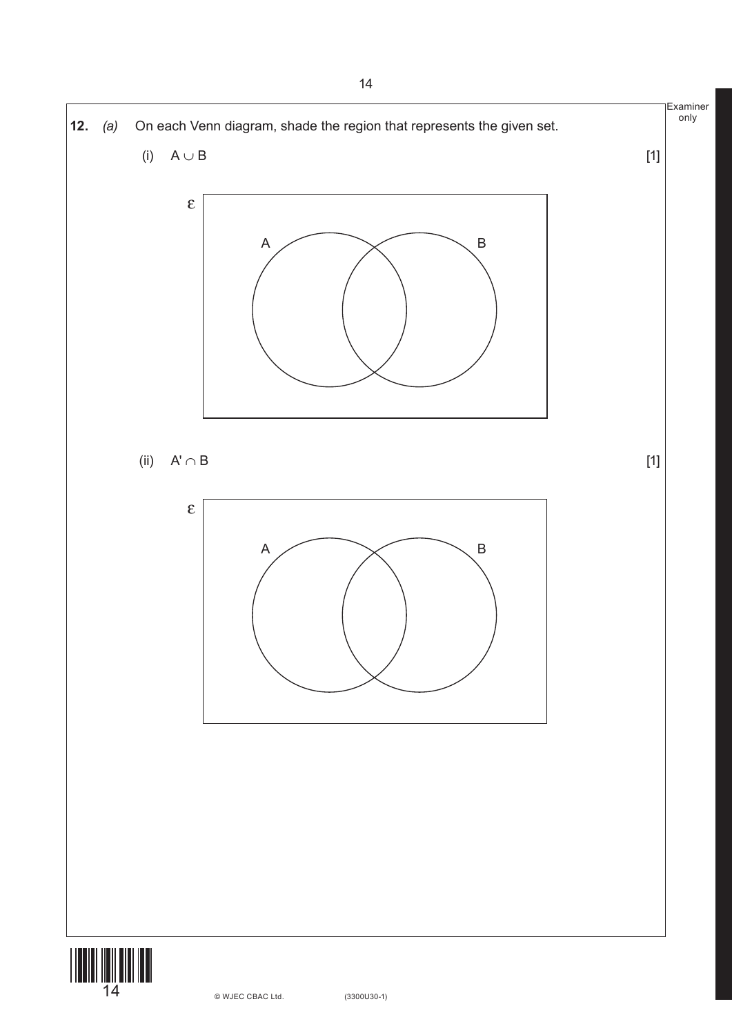**12.** *(a)* On each Venn diagram, shade the region that represents the given set.

(i) $A \cup B$ [1]

ε

A B

(ii) $A' \cap B$ [1]

ε

A B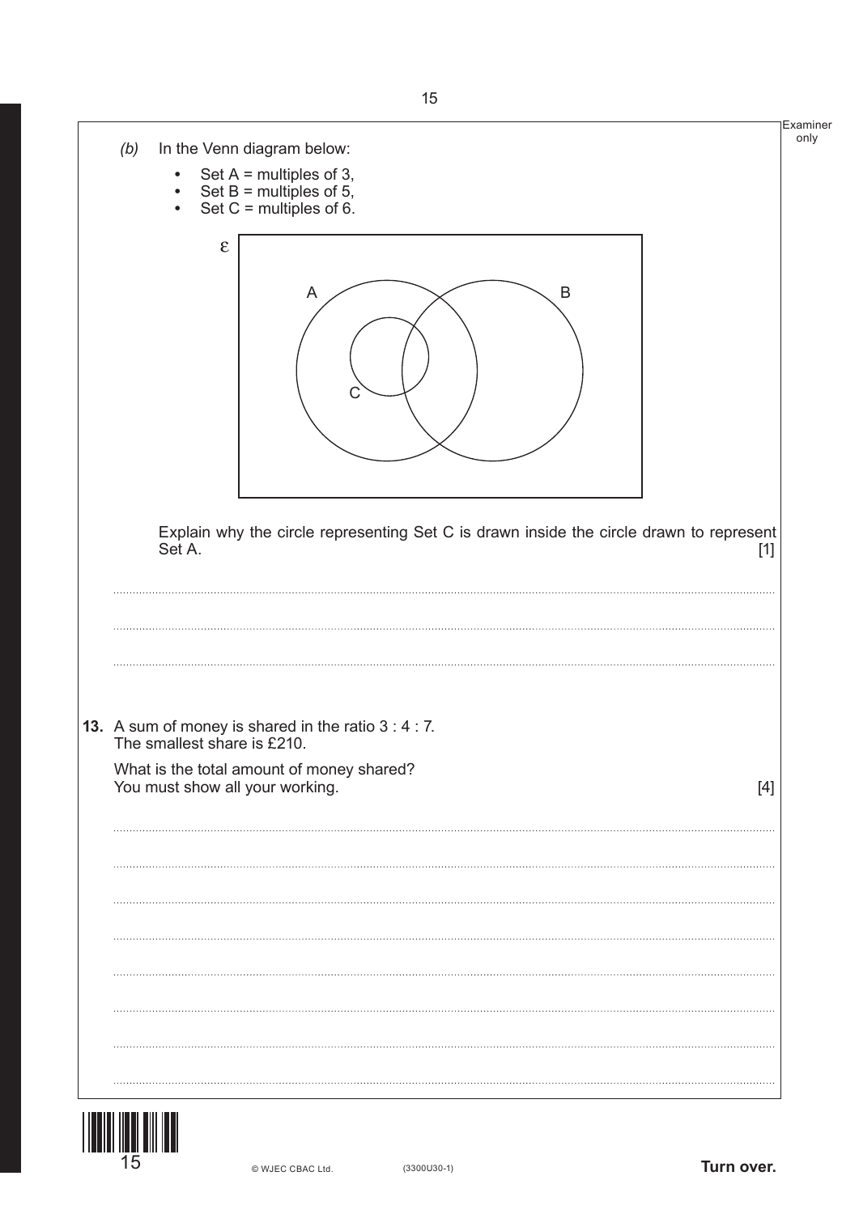*(b)* In the Venn diagram below:

- Set A = multiples of 3,
- Set B = multiples of 5,
- Set C = multiples of 6.

Explain why the circle representing Set C is drawn inside the circle drawn to represent Set A. [1]

..............................................................................................................................................

..............................................................................................................................................

..............................................................................................................................................

**13.** A sum of money is shared in the ratio 3 : 4 : 7.
The smallest share is £210.

What is the total amount of money shared?
You must show all your working. [4]

..............................................................................................................................................

..............................................................................................................................................

..............................................................................................................................................

..............................................................................................................................................

..............................................................................................................................................

..............................................................................................................................................

..............................................................................................................................................

..............................................................................................................................................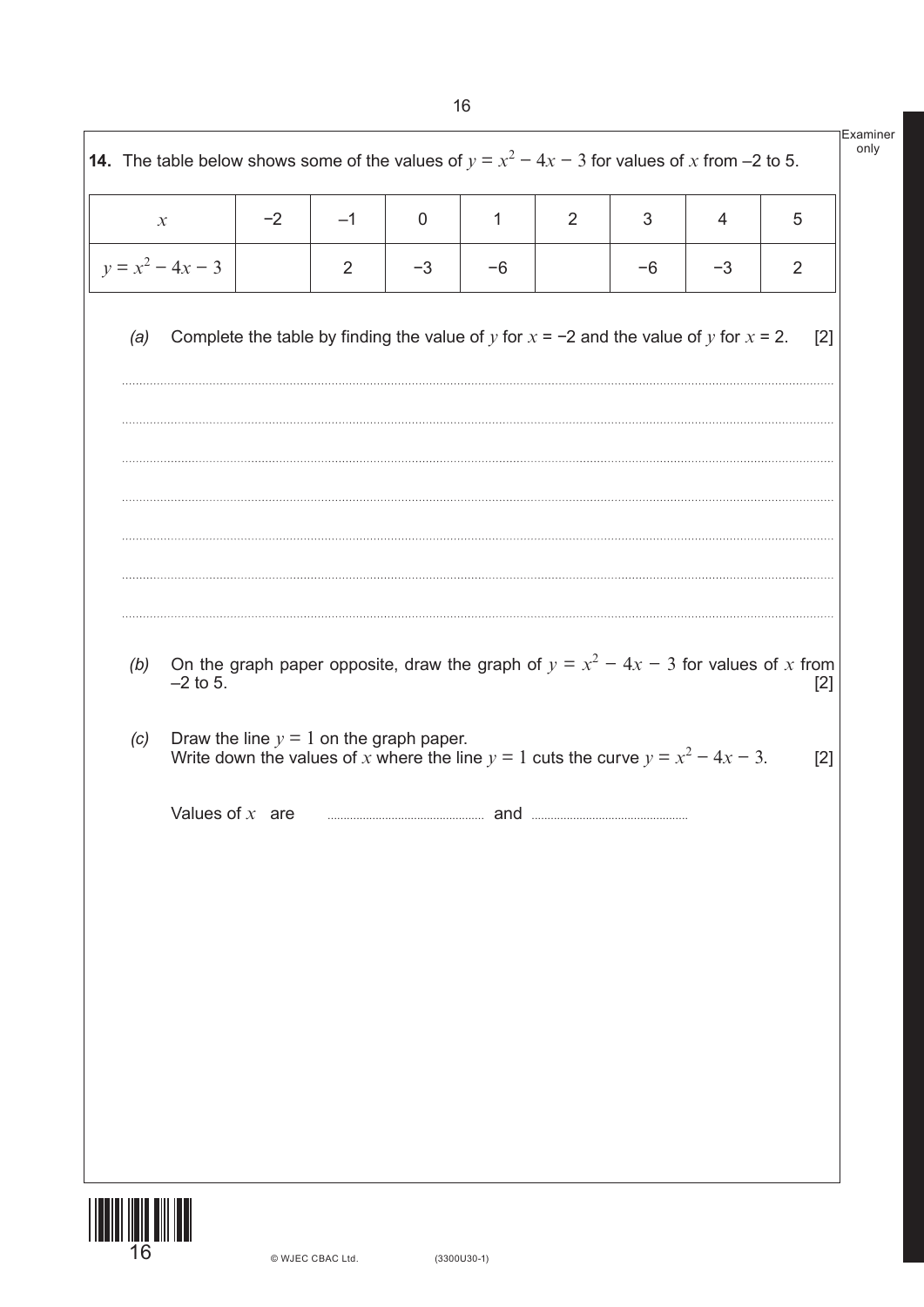**14.** The table below shows some of the values of $y = x^2 - 4x - 3$ for values of $x$ from –2 to 5.

| $x$ | −2 | −1 | 0 | 1 | 2 | 3 | 4 | 5 |
|---|---|---|---|---|---|---|---|---|
| $y = x^2 - 4x - 3$ | | 2 | −3 | −6 | | −6 | −3 | 2 |

*(a)* Complete the table by finding the value of $y$ for $x = -2$ and the value of $y$ for $x = 2$. [2]

*(b)* On the graph paper opposite, draw the graph of $y = x^2 - 4x - 3$ for values of $x$ from –2 to 5. [2]

*(c)* Draw the line $y = 1$ on the graph paper.
Write down the values of $x$ where the line $y = 1$ cuts the curve $y = x^2 - 4x - 3$. [2]

Values of $x$ are .................... and ....................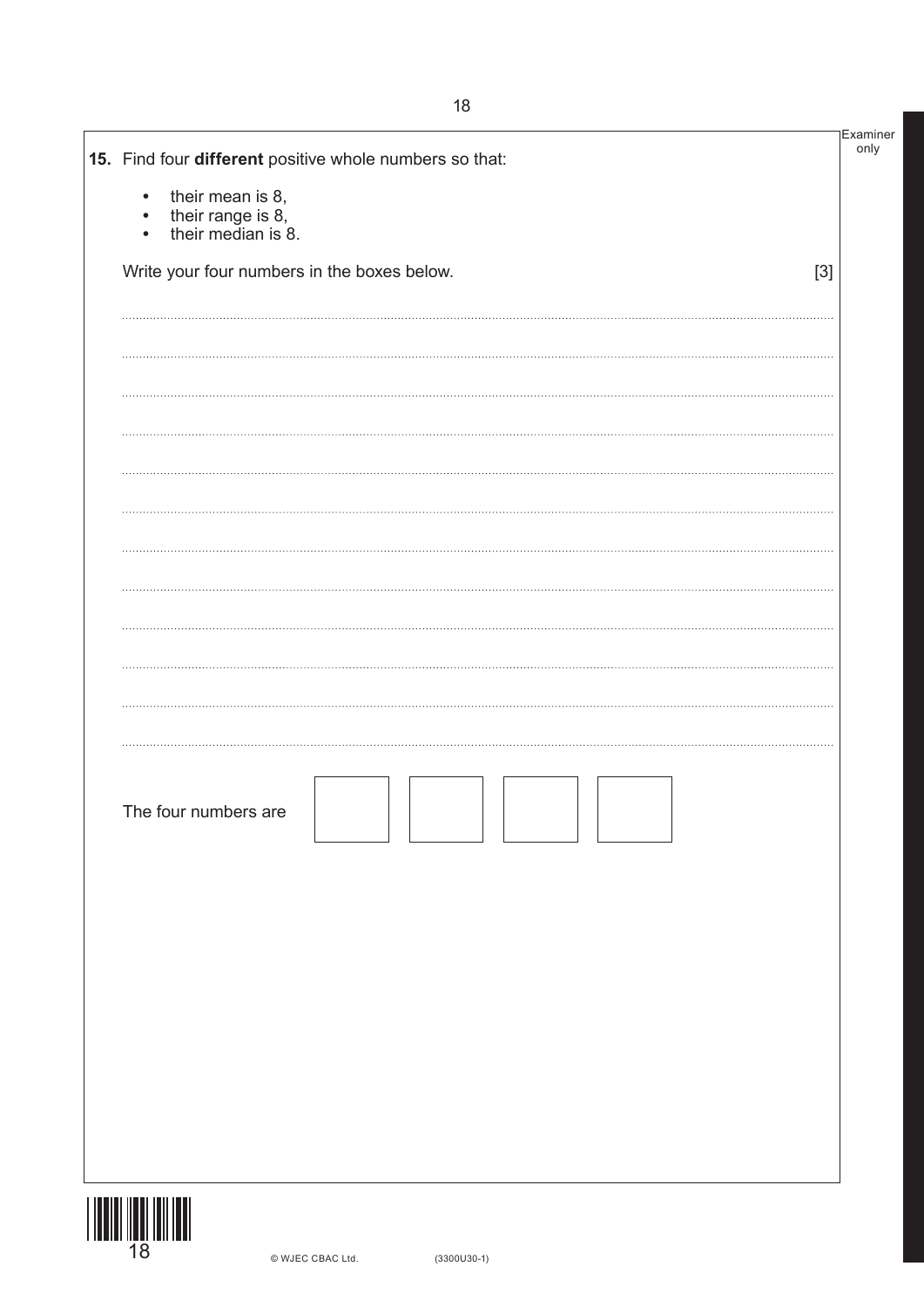**15.** Find four **different** positive whole numbers so that:

- their mean is 8,
- their range is 8,
- their median is 8.

Write your four numbers in the boxes below. [3]

The four numbers are | | | | |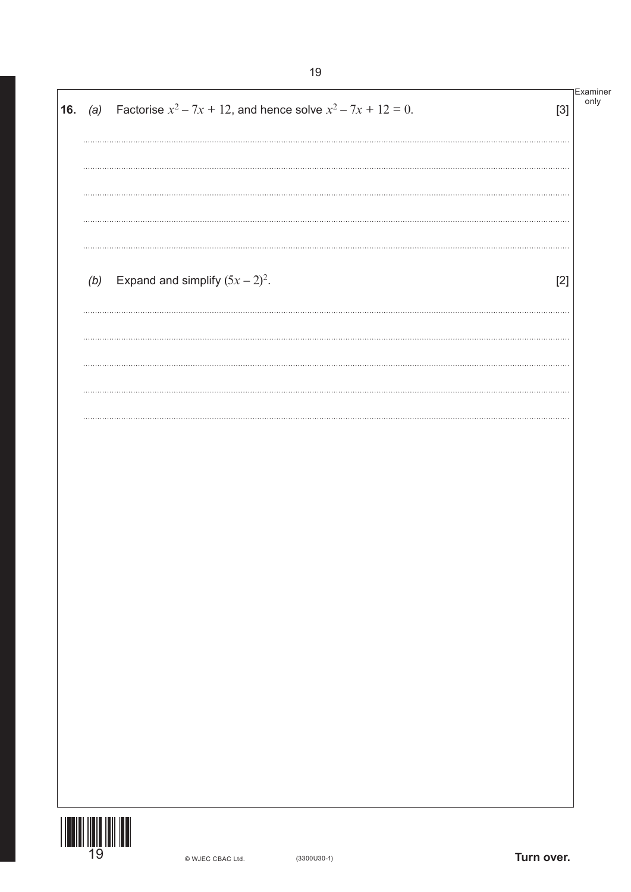**16.** *(a)* Factorise $x^2 - 7x + 12$, and hence solve $x^2 - 7x + 12 = 0$. [3]

*(b)* Expand and simplify $(5x - 2)^2$. [2]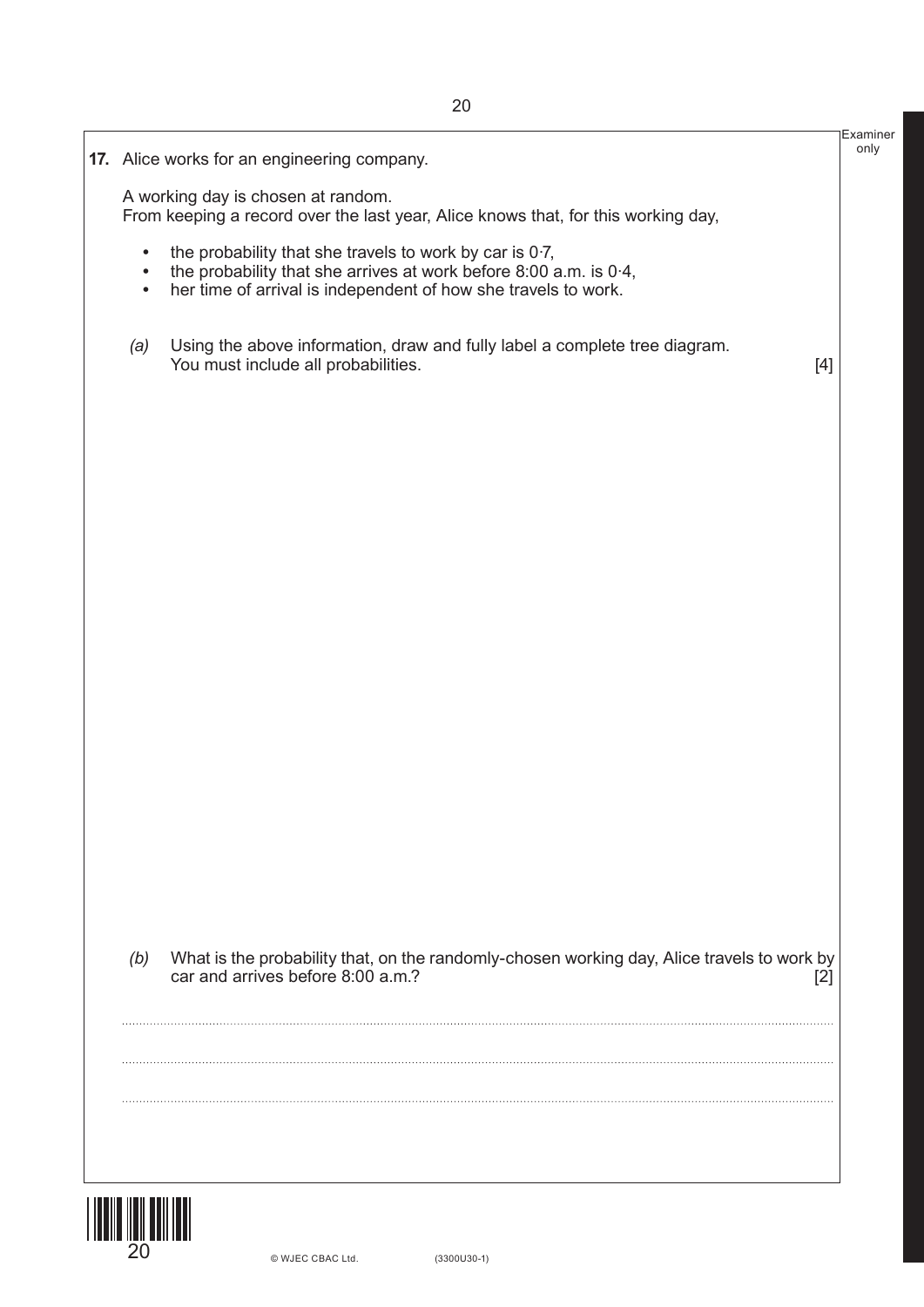**17.** Alice works for an engineering company.

A working day is chosen at random.
From keeping a record over the last year, Alice knows that, for this working day,

- the probability that she travels to work by car is 0·7,
- the probability that she arrives at work before 8:00 a.m. is 0·4,
- her time of arrival is independent of how she travels to work.

*(a)* Using the above information, draw and fully label a complete tree diagram.
You must include all probabilities. [4]

*(b)* What is the probability that, on the randomly-chosen working day, Alice travels to work by car and arrives before 8:00 a.m.? [2]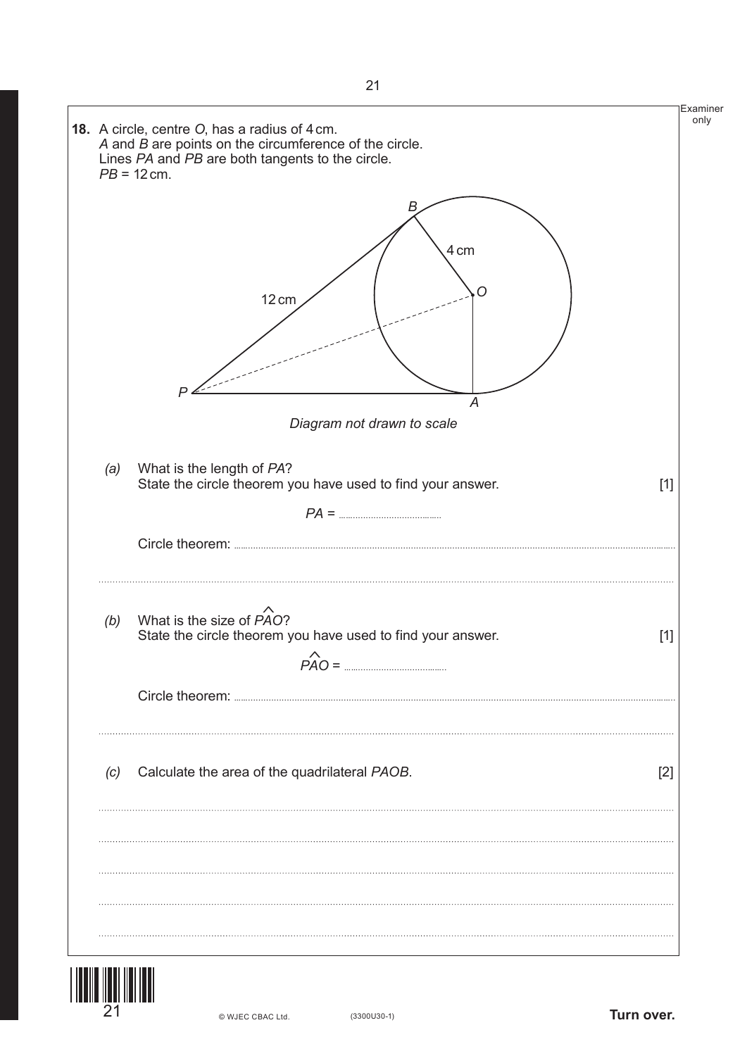**18.** A circle, centre $O$, has a radius of 4 cm.
$A$ and $B$ are points on the circumference of the circle.
Lines $PA$ and $PB$ are both tangents to the circle.
$PB = 12$ cm.

*Diagram not drawn to scale*

*(a)* What is the length of $PA$?
State the circle theorem you have used to find your answer. [1]

$PA$ = ....................................

Circle theorem: ....................................................................................................

..........................................................................................................................

*(b)* What is the size of $P\hat{A}O$?
State the circle theorem you have used to find your answer. [1]

$P\hat{A}O$ = ....................................

Circle theorem: ....................................................................................................

..........................................................................................................................

*(c)* Calculate the area of the quadrilateral $PAOB$. [2]

..........................................................................................................................

..........................................................................................................................

..........................................................................................................................

..........................................................................................................................

..........................................................................................................................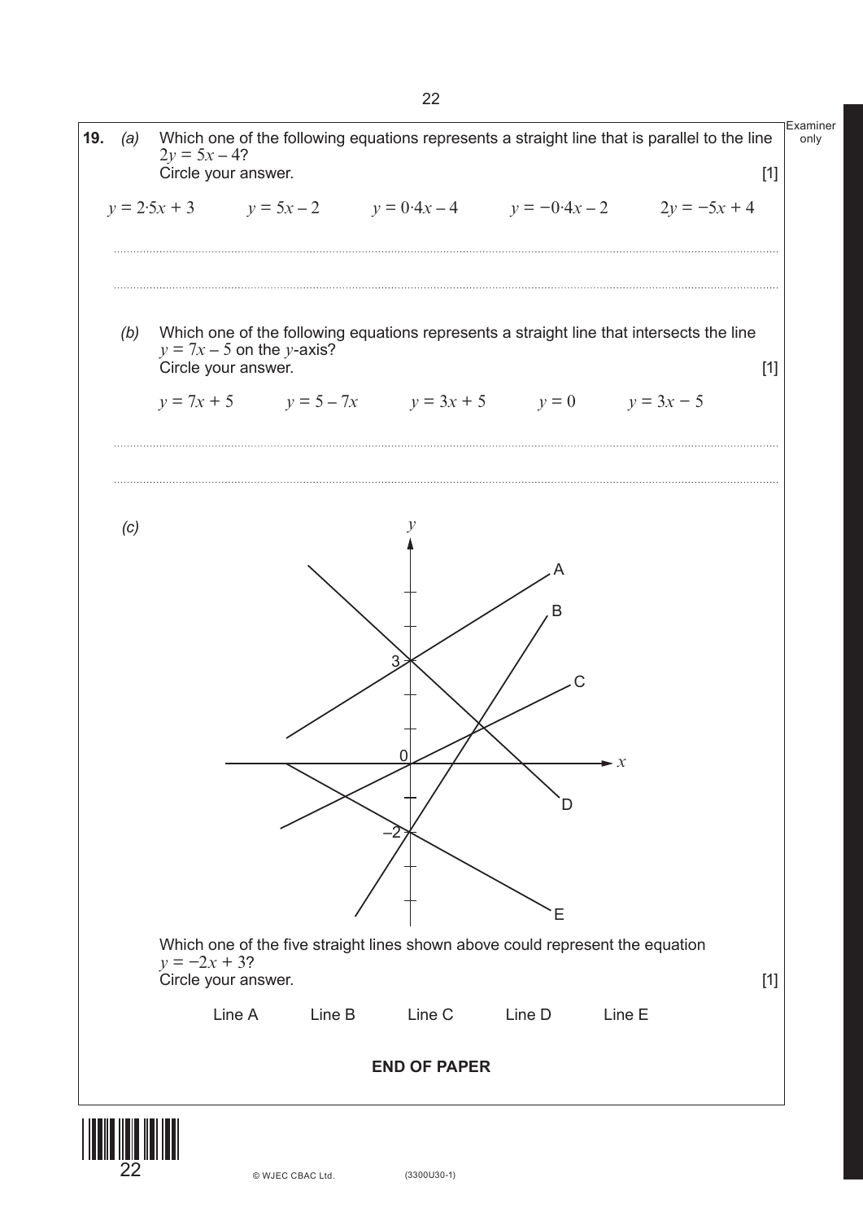**19.** *(a)* Which one of the following equations represents a straight line that is parallel to the line $2y = 5x - 4$?
Circle your answer. [1]

$y = 2{\cdot}5x + 3$ $\qquad$ $y = 5x - 2$ $\qquad$ $y = 0{\cdot}4x - 4$ $\qquad$ $y = -0{\cdot}4x - 2$ $\qquad$ $2y = -5x + 4$

*(b)* Which one of the following equations represents a straight line that intersects the line $y = 7x - 5$ on the $y$-axis?
Circle your answer. [1]

$y = 7x + 5$ $\qquad$ $y = 5 - 7x$ $\qquad$ $y = 3x + 5$ $\qquad$ $y = 0$ $\qquad$ $y = 3x - 5$

*(c)*

Which one of the five straight lines shown above could represent the equation $y = -2x + 3$?
Circle your answer. [1]

Line A $\qquad$ Line B $\qquad$ Line C $\qquad$ Line D $\qquad$ Line E

**END OF PAPER**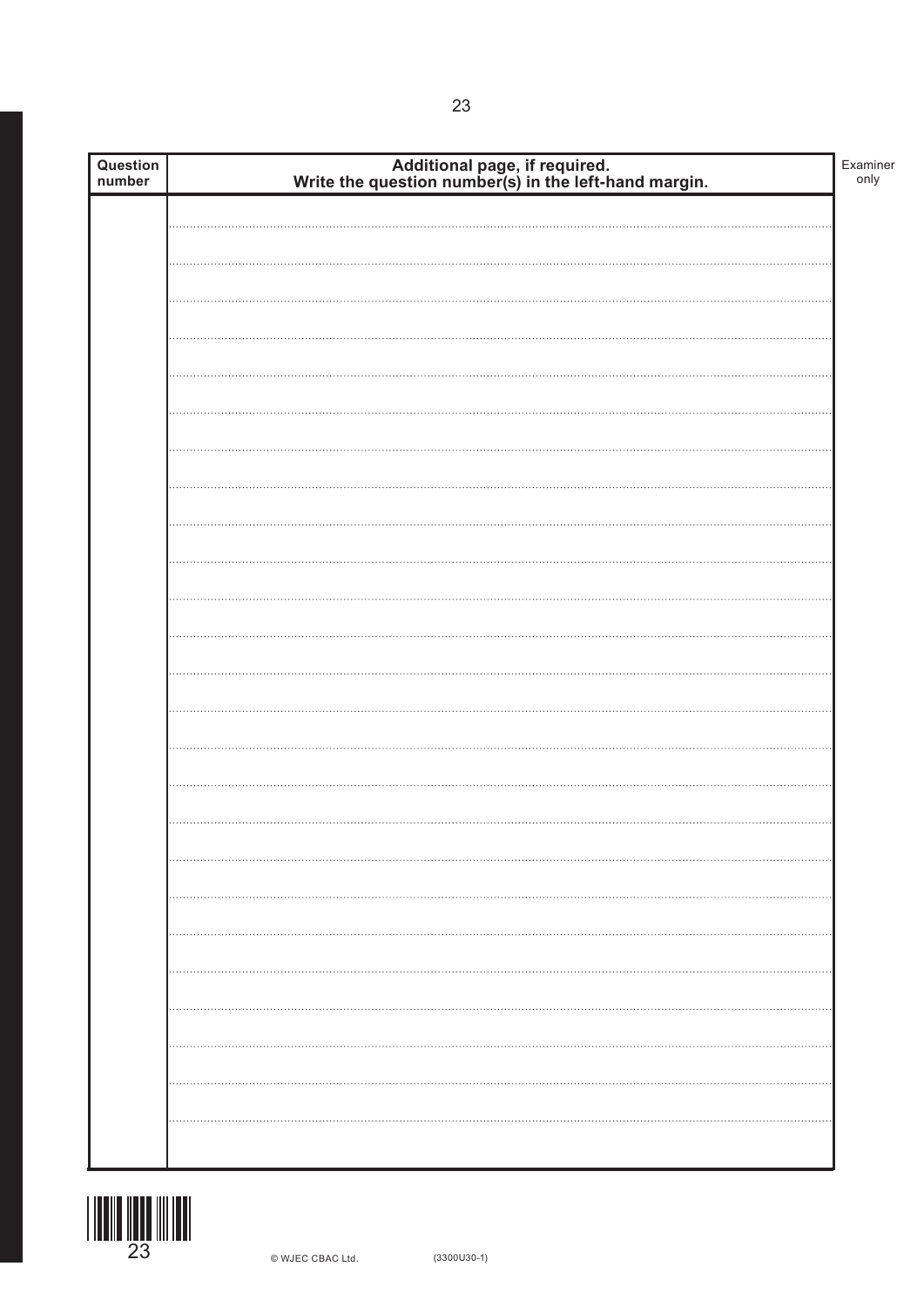| Question number | Additional page, if required. Write the question number(s) in the left-hand margin. |
| --- | --- |
| | |

Examiner only

© WJEC CBAC Ltd. (3300U30-1)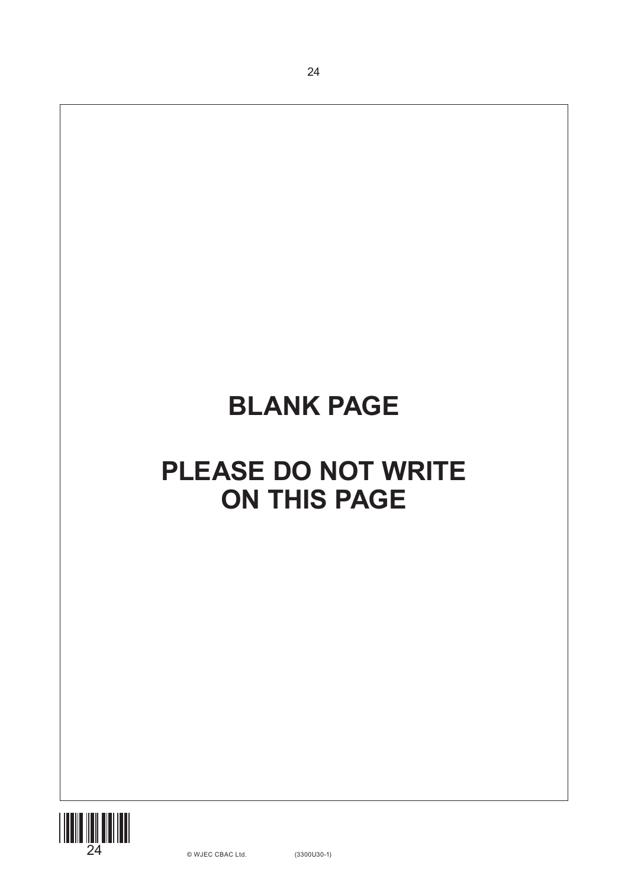**BLANK PAGE**

**PLEASE DO NOT WRITE ON THIS PAGE**